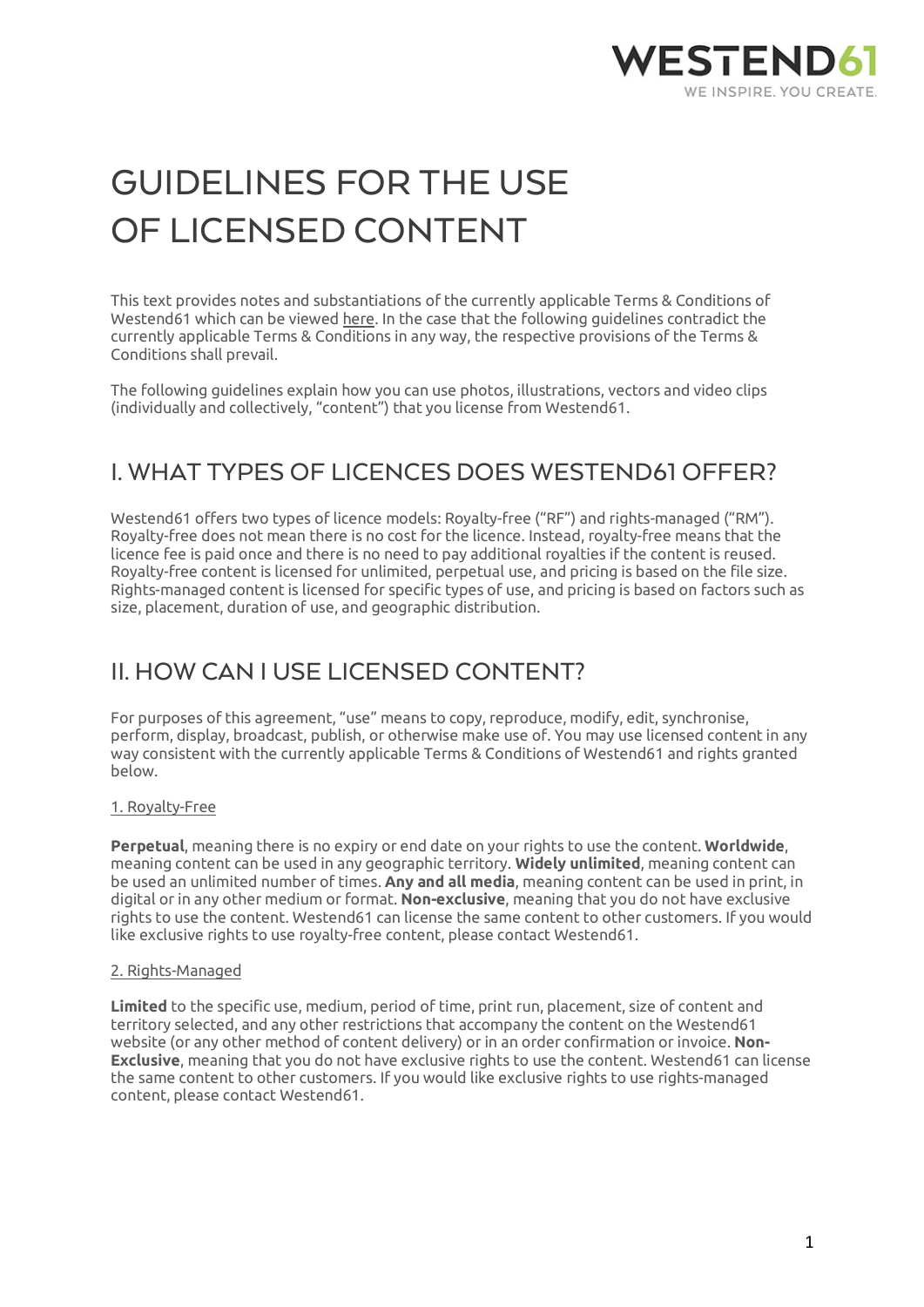# GUIDELINES FOR THE USE OF LICENSED CONTENT

This text provides notes and substantiations of the currently applicable Terms & Conditions of Westend61 which can be viewed here. In the case that the following guidelines contradict the currently applicable Terms & Conditions in any way, the respective provisions of the Terms & Conditions shall prevail.

The following guidelines explain how you can use photos, illustrations, vectors and video clips (individually and collectively, "content") that you license from Westend61.

## I. WHAT TYPES OF LICENCES DOES WESTEND61 OFFER?

Westend61 offers two types of licence models: Royalty-free ("RF") and rights-managed ("RM"). Royalty-free does not mean there is no cost for the licence. Instead, royalty-free means that the licence fee is paid once and there is no need to pay additional royalties if the content is reused. Royalty-free content is licensed for unlimited, perpetual use, and pricing is based on the file size. Rights-managed content is licensed for specific types of use, and pricing is based on factors such as size, placement, duration of use, and geographic distribution.

## II. HOW CAN I USE LICENSED CONTENT?

For purposes of this agreement, "use" means to copy, reproduce, modify, edit, synchronise, perform, display, broadcast, publish, or otherwise make use of. You may use licensed content in any way consistent with the currently applicable Terms & Conditions of Westend61 and rights granted below.

### 1. Royalty-Free

**Perpetual**, meaning there is no expiry or end date on your rights to use the content. **Worldwide**, meaning content can be used in any geographic territory. **Widely unlimited**, meaning content can be used an unlimited number of times. **Any and all media**, meaning content can be used in print, in digital or in any other medium or format. **Non-exclusive**, meaning that you do not have exclusive rights to use the content. Westend61 can license the same content to other customers. If you would like exclusive rights to use royalty-free content, please contact Westend61.

### 2. Rights-Managed

**Limited** to the specific use, medium, period of time, print run, placement, size of content and territory selected, and any other restrictions that accompany the content on the Westend61 website (or any other method of content delivery) or in an order confirmation or invoice. **Non-Exclusive**, meaning that you do not have exclusive rights to use the content. Westend61 can license the same content to other customers. If you would like exclusive rights to use rights-managed content, please contact Westend61.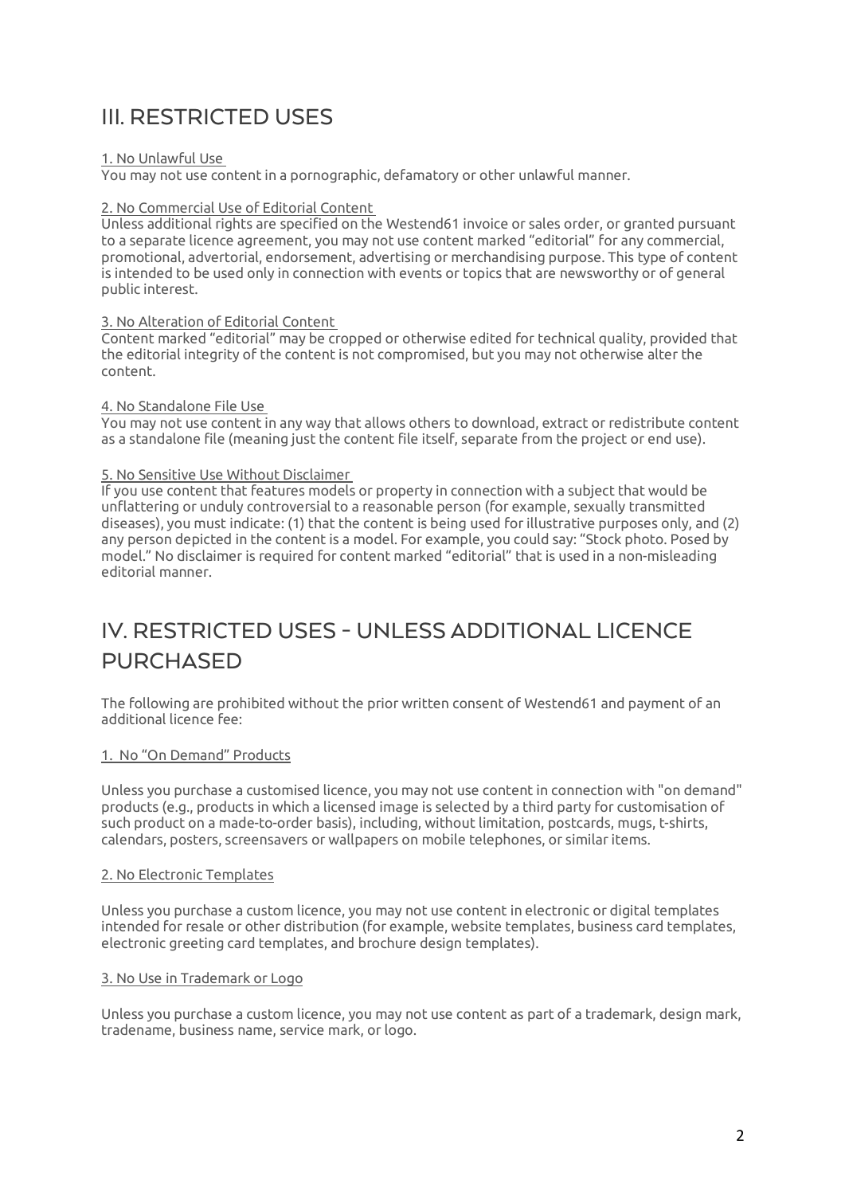## III. RESTRICTED USES

1. No Unlawful Use

You may not use content in a pornographic, defamatory or other unlawful manner.

2. No Commercial Use of Editorial Content

Unless additional rights are specified on the Westend61 invoice or sales order, or granted pursuant to a separate licence agreement, you may not use content marked "editorial" for any commercial, promotional, advertorial, endorsement, advertising or merchandising purpose. This type of content is intended to be used only in connection with events or topics that are newsworthy or of general public interest.

3. No Alteration of Editorial Content

Content marked "editorial" may be cropped or otherwise edited for technical quality, provided that the editorial integrity of the content is not compromised, but you may not otherwise alter the content.

4. No Standalone File Use

You may not use content in any way that allows others to download, extract or redistribute content as a standalone file (meaning just the content file itself, separate from the project or end use).

5. No Sensitive Use Without Disclaimer

If you use content that features models or property in connection with a subject that would be unflattering or unduly controversial to a reasonable person (for example, sexually transmitted diseases), you must indicate: (1) that the content is being used for illustrative purposes only, and (2) any person depicted in the content is a model. For example, you could say: "Stock photo. Posed by model." No disclaimer is required for content marked "editorial" that is used in a non-misleading editorial manner.

## IV. RESTRICTED USES - UNLESS ADDITIONAL LICENCE PURCHASED

The following are prohibited without the prior written consent of Westend61 and payment of an additional licence fee:

1. No "On Demand" Products

Unless you purchase a customised licence, you may not use content in connection with "on demand" products (e.g., products in which a licensed image is selected by a third party for customisation of such product on a made-to-order basis), including, without limitation, postcards, mugs, t-shirts, calendars, posters, screensavers or wallpapers on mobile telephones, or similar items.

2. No Electronic Templates

Unless you purchase a custom licence, you may not use content in electronic or digital templates intended for resale or other distribution (for example, website templates, business card templates, electronic greeting card templates, and brochure design templates).

3. No Use in Trademark or Logo

Unless you purchase a custom licence, you may not use content as part of a trademark, design mark, tradename, business name, service mark, or logo.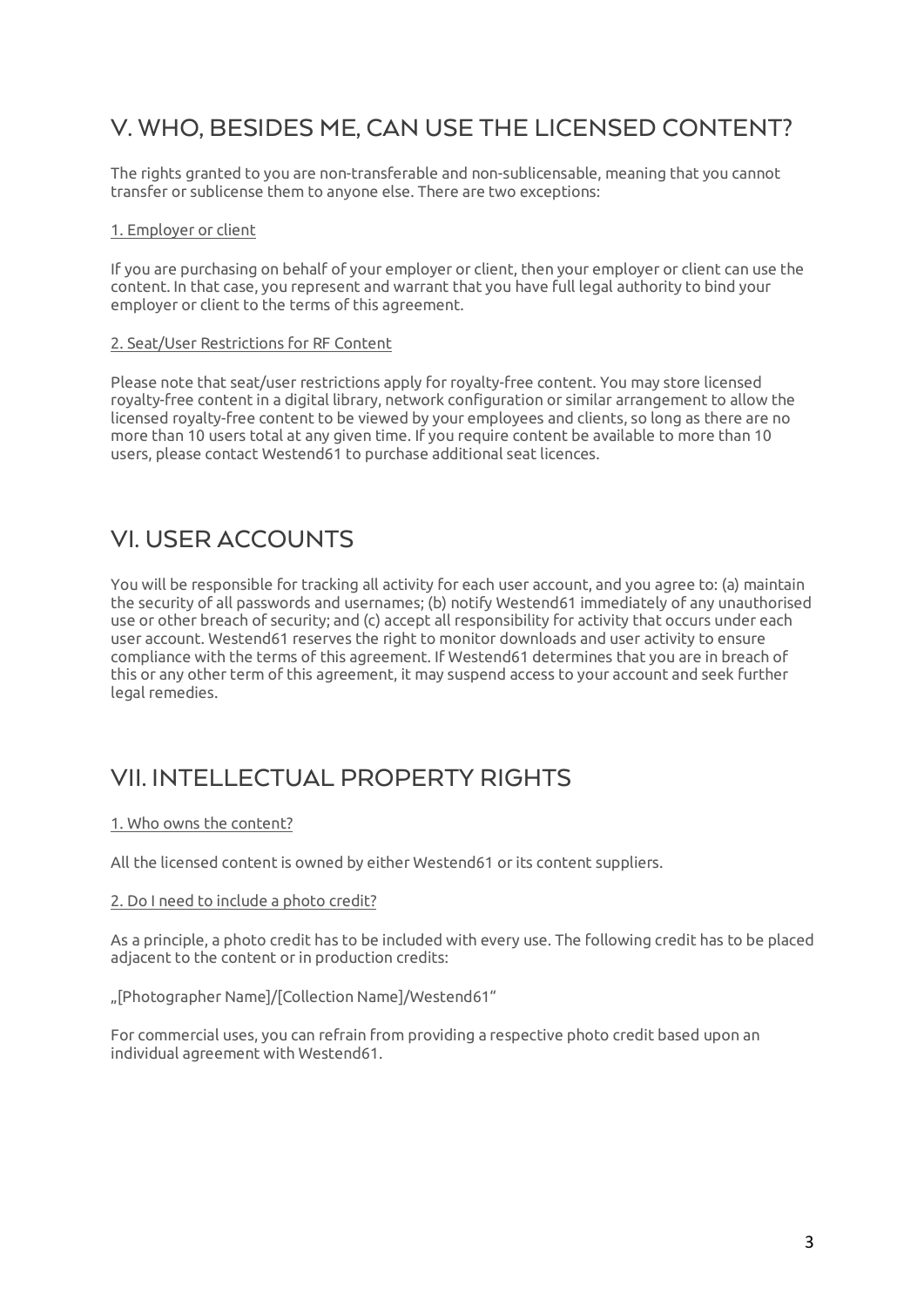## V. WHO, BESIDES ME, CAN USE THE LICENSED CONTENT?

The rights granted to you are non-transferable and non-sublicensable, meaning that you cannot transfer or sublicense them to anyone else. There are two exceptions:

1. Employer or client

If you are purchasing on behalf of your employer or client, then your employer or client can use the content. In that case, you represent and warrant that you have full legal authority to bind your employer or client to the terms of this agreement.

2. Seat/User Restrictions for RF Content

Please note that seat/user restrictions apply for royalty-free content. You may store licensed royalty-free content in a digital library, network configuration or similar arrangement to allow the licensed royalty-free content to be viewed by your employees and clients, so long as there are no more than 10 users total at any given time. If you require content be available to more than 10 users, please contact Westend61 to purchase additional seat licences.

## VI. USER ACCOUNTS

You will be responsible for tracking all activity for each user account, and you agree to: (a) maintain the security of all passwords and usernames; (b) notify Westend61 immediately of any unauthorised use or other breach of security; and (c) accept all responsibility for activity that occurs under each user account. Westend61 reserves the right to monitor downloads and user activity to ensure compliance with the terms of this agreement. If Westend61 determines that you are in breach of this or any other term of this agreement, it may suspend access to your account and seek further legal remedies.

## VII. INTELLECTUAL PROPERTY RIGHTS

1. Who owns the content?

All the licensed content is owned by either Westend61 or its content suppliers.

2. Do I need to include a photo credit?

As a principle, a photo credit has to be included with every use. The following credit has to be placed adjacent to the content or in production credits:

„[Photographer Name]/[Collection Name]/Westend61"

For commercial uses, you can refrain from providing a respective photo credit based upon an individual agreement with Westend61.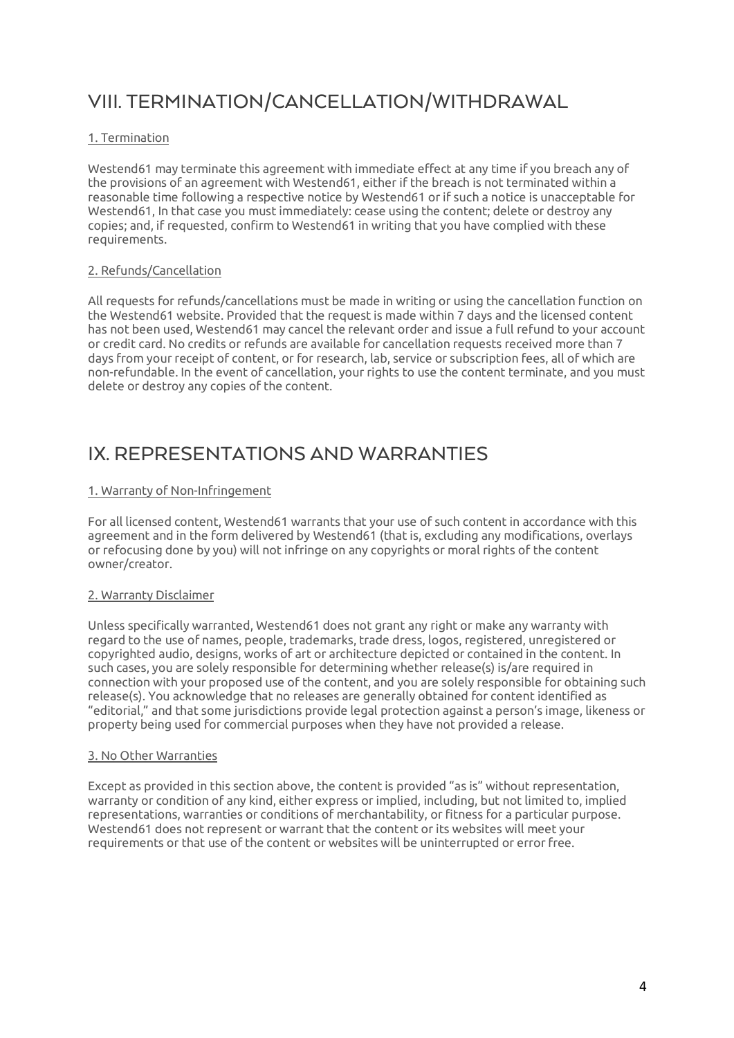# VIII. TERMINATION/CANCELLATION/WITHDRAWAL

## 1. Termination

Westend61 may terminate this agreement with immediate effect at any time if you breach any of the provisions of an agreement with Westend61, either if the breach is not terminated within a reasonable time following a respective notice by Westend61 or if such a notice is unacceptable for Westend61, In that case you must immediately: cease using the content; delete or destroy any copies; and, if requested, confirm to Westend61 in writing that you have complied with these requirements.

## 2. Refunds/Cancellation

All requests for refunds/cancellations must be made in writing or using the cancellation function on the Westend61 website. Provided that the request is made within 7 days and the licensed content has not been used, Westend61 may cancel the relevant order and issue a full refund to your account or credit card. No credits or refunds are available for cancellation requests received more than 7 days from your receipt of content, or for research, lab, service or subscription fees, all of which are non-refundable. In the event of cancellation, your rights to use the content terminate, and you must delete or destroy any copies of the content.

# IX. REPRESENTATIONS AND WARRANTIES

## 1. Warranty of Non-Infringement

For all licensed content, Westend61 warrants that your use of such content in accordance with this agreement and in the form delivered by Westend61 (that is, excluding any modifications, overlays or refocusing done by you) will not infringe on any copyrights or moral rights of the content owner/creator.

## 2. Warranty Disclaimer

Unless specifically warranted, Westend61 does not grant any right or make any warranty with regard to the use of names, people, trademarks, trade dress, logos, registered, unregistered or copyrighted audio, designs, works of art or architecture depicted or contained in the content. In such cases, you are solely responsible for determining whether release(s) is/are required in connection with your proposed use of the content, and you are solely responsible for obtaining such release(s). You acknowledge that no releases are generally obtained for content identified as "editorial," and that some jurisdictions provide legal protection against a person's image, likeness or property being used for commercial purposes when they have not provided a release.

## 3. No Other Warranties

Except as provided in this section above, the content is provided "as is" without representation, warranty or condition of any kind, either express or implied, including, but not limited to, implied representations, warranties or conditions of merchantability, or fitness for a particular purpose. Westend61 does not represent or warrant that the content or its websites will meet your requirements or that use of the content or websites will be uninterrupted or error free.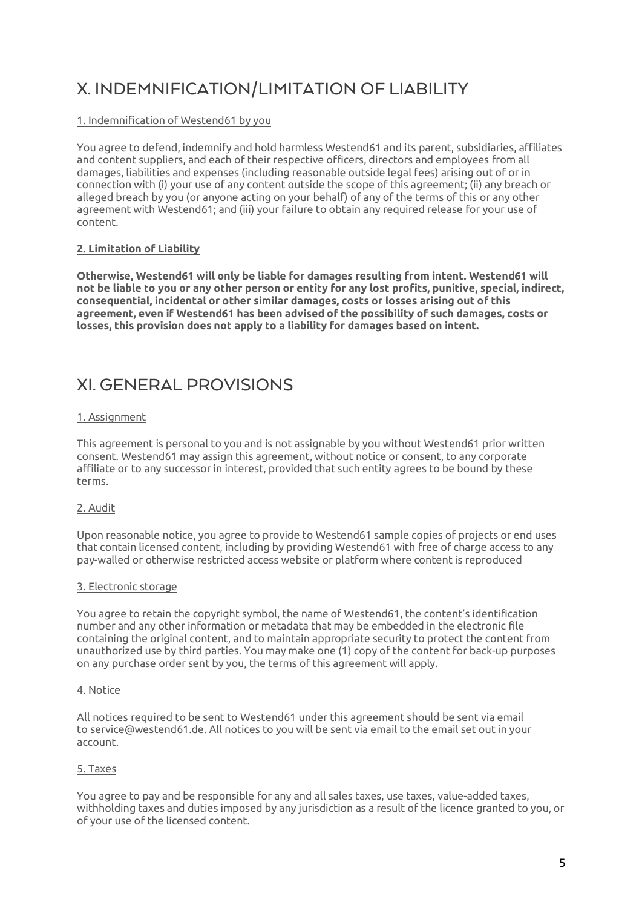# X. INDEMNIFICATION/LIMITATION OF LIABILITY

1. Indemnification of Westend61 by you

You agree to defend, indemnify and hold harmless Westend61 and its parent, subsidiaries, affiliates and content suppliers, and each of their respective officers, directors and employees from all damages, liabilities and expenses (including reasonable outside legal fees) arising out of or in connection with (i) your use of any content outside the scope of this agreement; (ii) any breach or alleged breach by you (or anyone acting on your behalf) of any of the terms of this or any other agreement with Westend61; and (iii) your failure to obtain any required release for your use of content.

**2. Limitation of Liability**

**Otherwise, Westend61 will only be liable for damages resulting from intent. Westend61 will not be liable to you or any other person or entity for any lost profits, punitive, special, indirect, consequential, incidental or other similar damages, costs or losses arising out of this agreement, even if Westend61 has been advised of the possibility of such damages, costs or losses, this provision does not apply to a liability for damages based on intent.**

# XI. GENERAL PROVISIONS

1. Assignment

This agreement is personal to you and is not assignable by you without Westend61 prior written consent. Westend61 may assign this agreement, without notice or consent, to any corporate affiliate or to any successor in interest, provided that such entity agrees to be bound by these terms.

2. Audit

Upon reasonable notice, you agree to provide to Westend61 sample copies of projects or end uses that contain licensed content, including by providing Westend61 with free of charge access to any pay-walled or otherwise restricted access website or platform where content is reproduced

3. Electronic storage

You agree to retain the copyright symbol, the name of Westend61, the content's identification number and any other information or metadata that may be embedded in the electronic file containing the original content, and to maintain appropriate security to protect the content from unauthorized use by third parties. You may make one (1) copy of the content for back-up purposes on any purchase order sent by you, the terms of this agreement will apply.

4. Notice

All notices required to be sent to Westend61 under this agreement should be sent via email to service@westend61.de. All notices to you will be sent via email to the email set out in your account.

5. Taxes

You agree to pay and be responsible for any and all sales taxes, use taxes, value-added taxes, withholding taxes and duties imposed by any jurisdiction as a result of the licence granted to you, or of your use of the licensed content.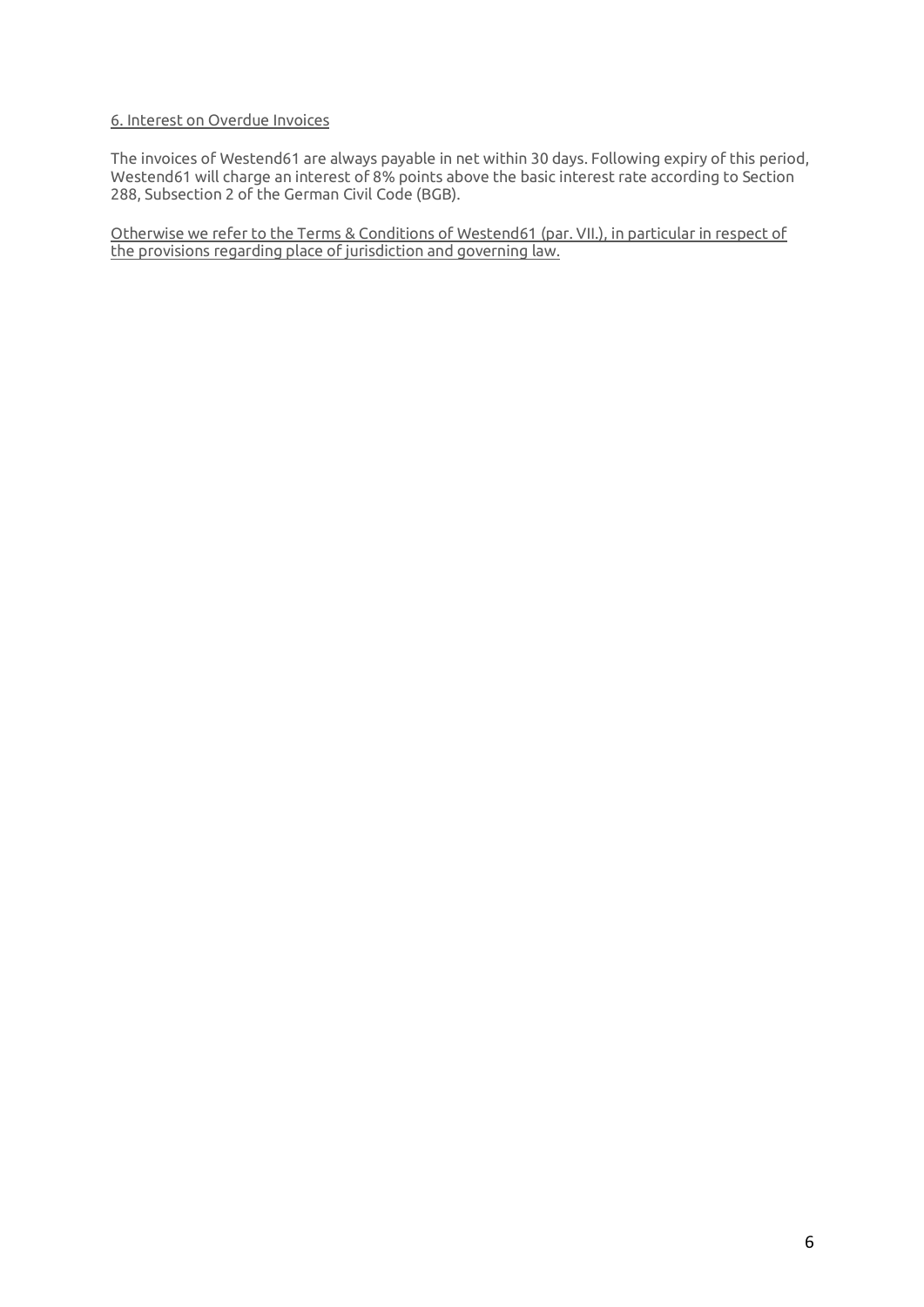## 6. Interest on Overdue Invoices

The invoices of Westend61 are always payable in net within 30 days. Following expiry of this period, Westend61 will charge an interest of 8% points above the basic interest rate according to Section 288, Subsection 2 of the German Civil Code (BGB).

Otherwise we refer to the Terms & Conditions of Westend61 (par. VII.), in particular in respect of the provisions regarding place of jurisdiction and governing law.